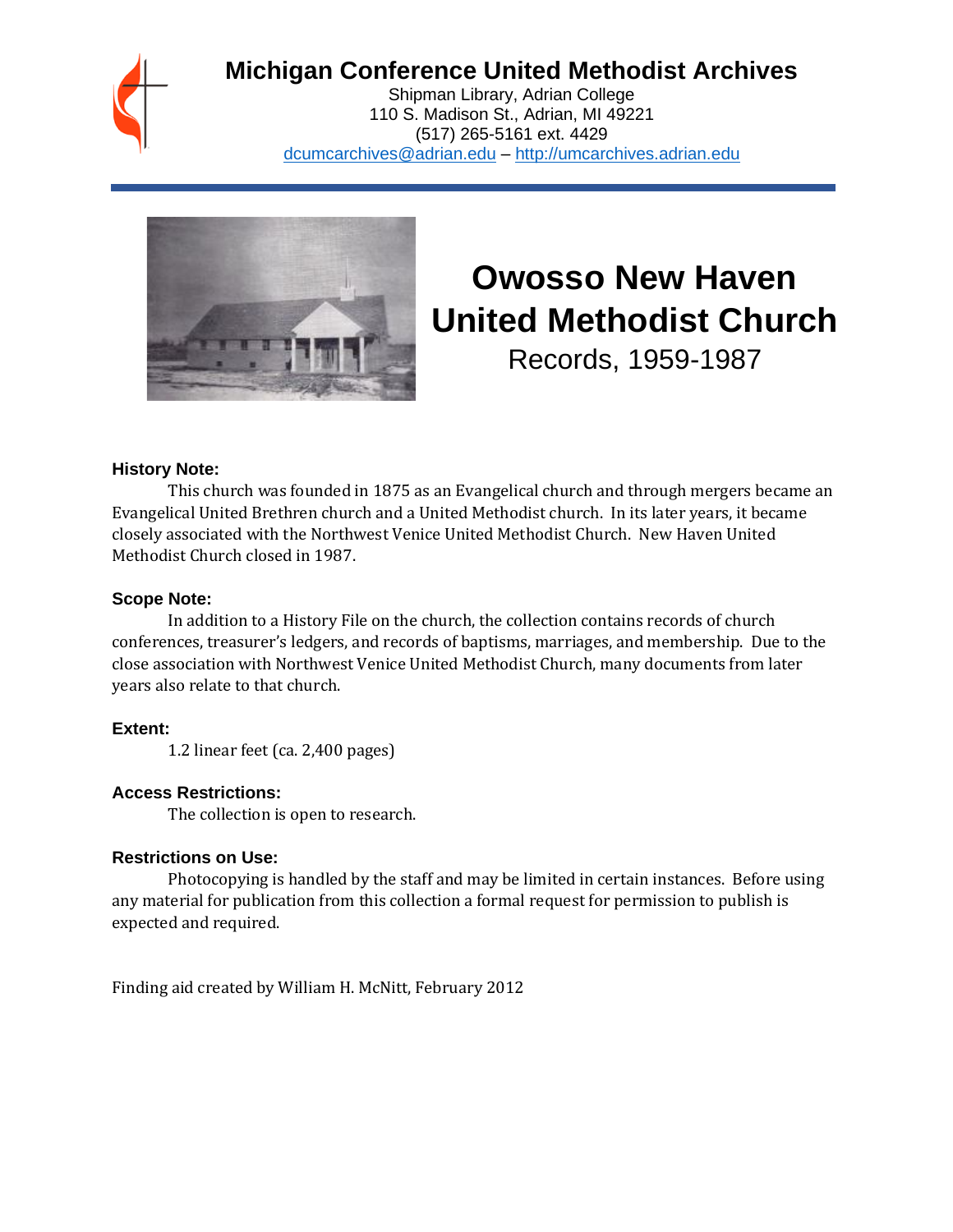# Michigan Conference United Methodist Archives

Shipman Library, Adrian College
110 S. Madison St., Adrian, MI 49221
(517) 265-5161 ext. 4429
dcumcarchives@adrian.edu – http://umcarchives.adrian.edu

# Owosso New Haven United Methodist Church

Records, 1959-1987

### History Note:

This church was founded in 1875 as an Evangelical church and through mergers became an Evangelical United Brethren church and a United Methodist church. In its later years, it became closely associated with the Northwest Venice United Methodist Church. New Haven United Methodist Church closed in 1987.

### Scope Note:

In addition to a History File on the church, the collection contains records of church conferences, treasurer's ledgers, and records of baptisms, marriages, and membership. Due to the close association with Northwest Venice United Methodist Church, many documents from later years also relate to that church.

### Extent:

1.2 linear feet (ca. 2,400 pages)

### Access Restrictions:

The collection is open to research.

### Restrictions on Use:

Photocopying is handled by the staff and may be limited in certain instances. Before using any material for publication from this collection a formal request for permission to publish is expected and required.

Finding aid created by William H. McNitt, February 2012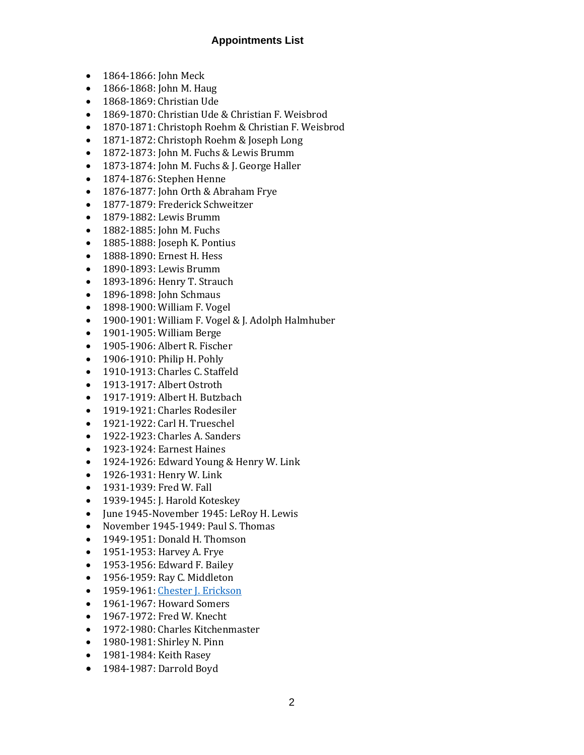## Appointments List

- 1864-1866: John Meck
- 1866-1868: John M. Haug
- 1868-1869: Christian Ude
- 1869-1870: Christian Ude & Christian F. Weisbrod
- 1870-1871: Christoph Roehm & Christian F. Weisbrod
- 1871-1872: Christoph Roehm & Joseph Long
- 1872-1873: John M. Fuchs & Lewis Brumm
- 1873-1874: John M. Fuchs & J. George Haller
- 1874-1876: Stephen Henne
- 1876-1877: John Orth & Abraham Frye
- 1877-1879: Frederick Schweitzer
- 1879-1882: Lewis Brumm
- 1882-1885: John M. Fuchs
- 1885-1888: Joseph K. Pontius
- 1888-1890: Ernest H. Hess
- 1890-1893: Lewis Brumm
- 1893-1896: Henry T. Strauch
- 1896-1898: John Schmaus
- 1898-1900: William F. Vogel
- 1900-1901: William F. Vogel & J. Adolph Halmhuber
- 1901-1905: William Berge
- 1905-1906: Albert R. Fischer
- 1906-1910: Philip H. Pohly
- 1910-1913: Charles C. Staffeld
- 1913-1917: Albert Ostroth
- 1917-1919: Albert H. Butzbach
- 1919-1921: Charles Rodesiler
- 1921-1922: Carl H. Trueschel
- 1922-1923: Charles A. Sanders
- 1923-1924: Earnest Haines
- 1924-1926: Edward Young & Henry W. Link
- 1926-1931: Henry W. Link
- 1931-1939: Fred W. Fall
- 1939-1945: J. Harold Koteskey
- June 1945-November 1945: LeRoy H. Lewis
- November 1945-1949: Paul S. Thomas
- 1949-1951: Donald H. Thomson
- 1951-1953: Harvey A. Frye
- 1953-1956: Edward F. Bailey
- 1956-1959: Ray C. Middleton
- 1959-1961: Chester J. Erickson
- 1961-1967: Howard Somers
- 1967-1972: Fred W. Knecht
- 1972-1980: Charles Kitchenmaster
- 1980-1981: Shirley N. Pinn
- 1981-1984: Keith Rasey
- 1984-1987: Darrold Boyd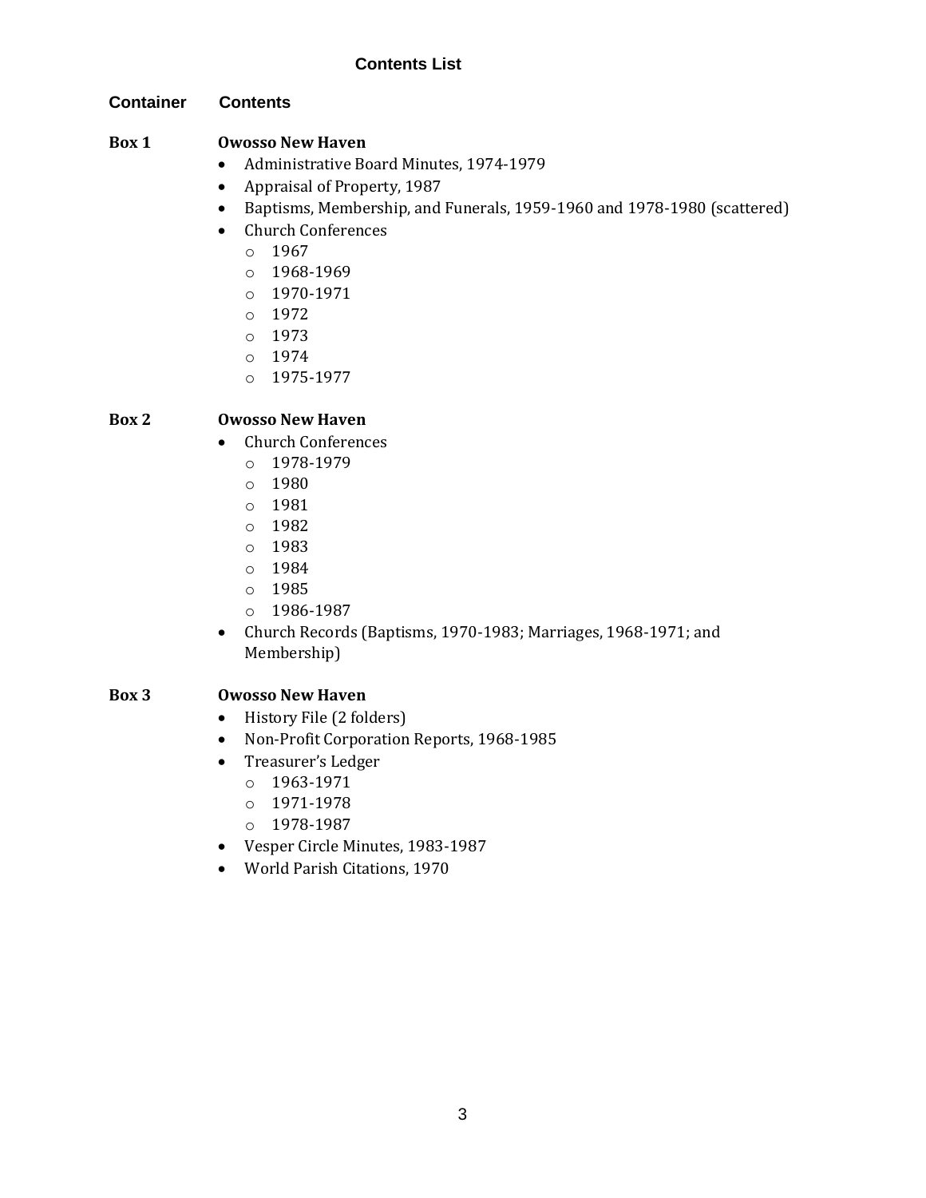## Contents List

| Container | Contents |
|---|---|

**Box 1** — **Owosso New Haven**

- Administrative Board Minutes, 1974-1979
- Appraisal of Property, 1987
- Baptisms, Membership, and Funerals, 1959-1960 and 1978-1980 (scattered)
- Church Conferences
  - 1967
  - 1968-1969
  - 1970-1971
  - 1972
  - 1973
  - 1974
  - 1975-1977

**Box 2** — **Owosso New Haven**

- Church Conferences
  - 1978-1979
  - 1980
  - 1981
  - 1982
  - 1983
  - 1984
  - 1985
  - 1986-1987
- Church Records (Baptisms, 1970-1983; Marriages, 1968-1971; and Membership)

**Box 3** — **Owosso New Haven**

- History File (2 folders)
- Non-Profit Corporation Reports, 1968-1985
- Treasurer's Ledger
  - 1963-1971
  - 1971-1978
  - 1978-1987
- Vesper Circle Minutes, 1983-1987
- World Parish Citations, 1970